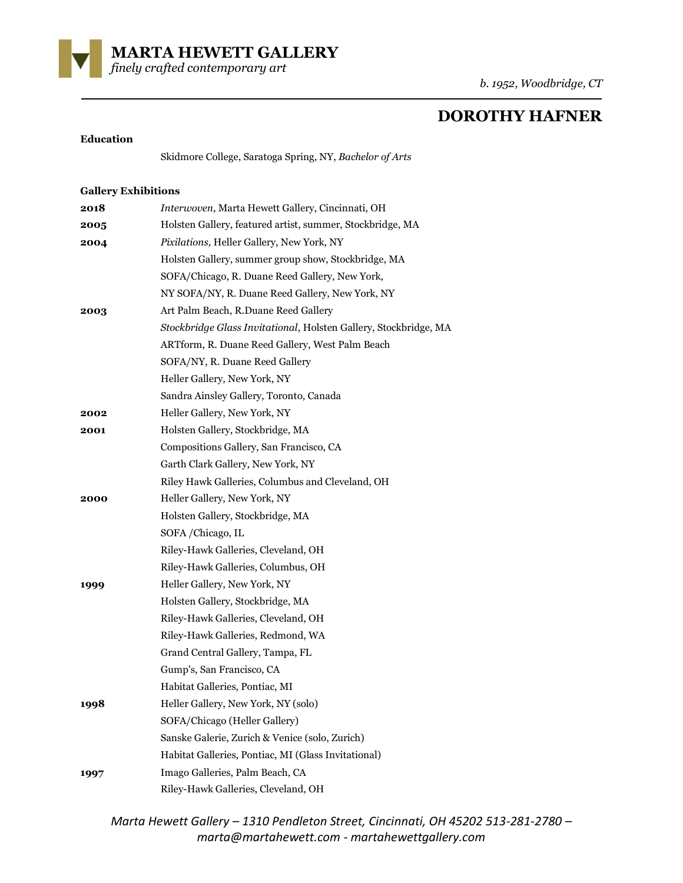**MARTA HEWETT GALLERY**
*finely crafted contemporary art*

*b. 1952, Woodbridge, CT*

# DOROTHY HAFNER

**Education**

Skidmore College, Saratoga Spring, NY, *Bachelor of Arts*

**Gallery Exhibitions**

| | |
|---|---|
| **2018** | *Interwoven*, Marta Hewett Gallery, Cincinnati, OH |
| **2005** | Holsten Gallery, featured artist, summer, Stockbridge, MA |
| **2004** | *Pixilations,* Heller Gallery, New York, NY |
| | Holsten Gallery, summer group show, Stockbridge, MA |
| | SOFA/Chicago, R. Duane Reed Gallery, New York, |
| | NY SOFA/NY, R. Duane Reed Gallery, New York, NY |
| **2003** | Art Palm Beach, R.Duane Reed Gallery |
| | *Stockbridge Glass Invitational*, Holsten Gallery, Stockbridge, MA |
| | ARTform, R. Duane Reed Gallery, West Palm Beach |
| | SOFA/NY, R. Duane Reed Gallery |
| | Heller Gallery, New York, NY |
| | Sandra Ainsley Gallery, Toronto, Canada |
| **2002** | Heller Gallery, New York, NY |
| **2001** | Holsten Gallery, Stockbridge, MA |
| | Compositions Gallery, San Francisco, CA |
| | Garth Clark Gallery, New York, NY |
| | Riley Hawk Galleries, Columbus and Cleveland, OH |
| **2000** | Heller Gallery, New York, NY |
| | Holsten Gallery, Stockbridge, MA |
| | SOFA /Chicago, IL |
| | Riley-Hawk Galleries, Cleveland, OH |
| | Riley-Hawk Galleries, Columbus, OH |
| **1999** | Heller Gallery, New York, NY |
| | Holsten Gallery, Stockbridge, MA |
| | Riley-Hawk Galleries, Cleveland, OH |
| | Riley-Hawk Galleries, Redmond, WA |
| | Grand Central Gallery, Tampa, FL |
| | Gump's, San Francisco, CA |
| | Habitat Galleries, Pontiac, MI |
| **1998** | Heller Gallery, New York, NY (solo) |
| | SOFA/Chicago (Heller Gallery) |
| | Sanske Galerie, Zurich & Venice (solo, Zurich) |
| | Habitat Galleries, Pontiac, MI (Glass Invitational) |
| **1997** | Imago Galleries, Palm Beach, CA |
| | Riley-Hawk Galleries, Cleveland, OH |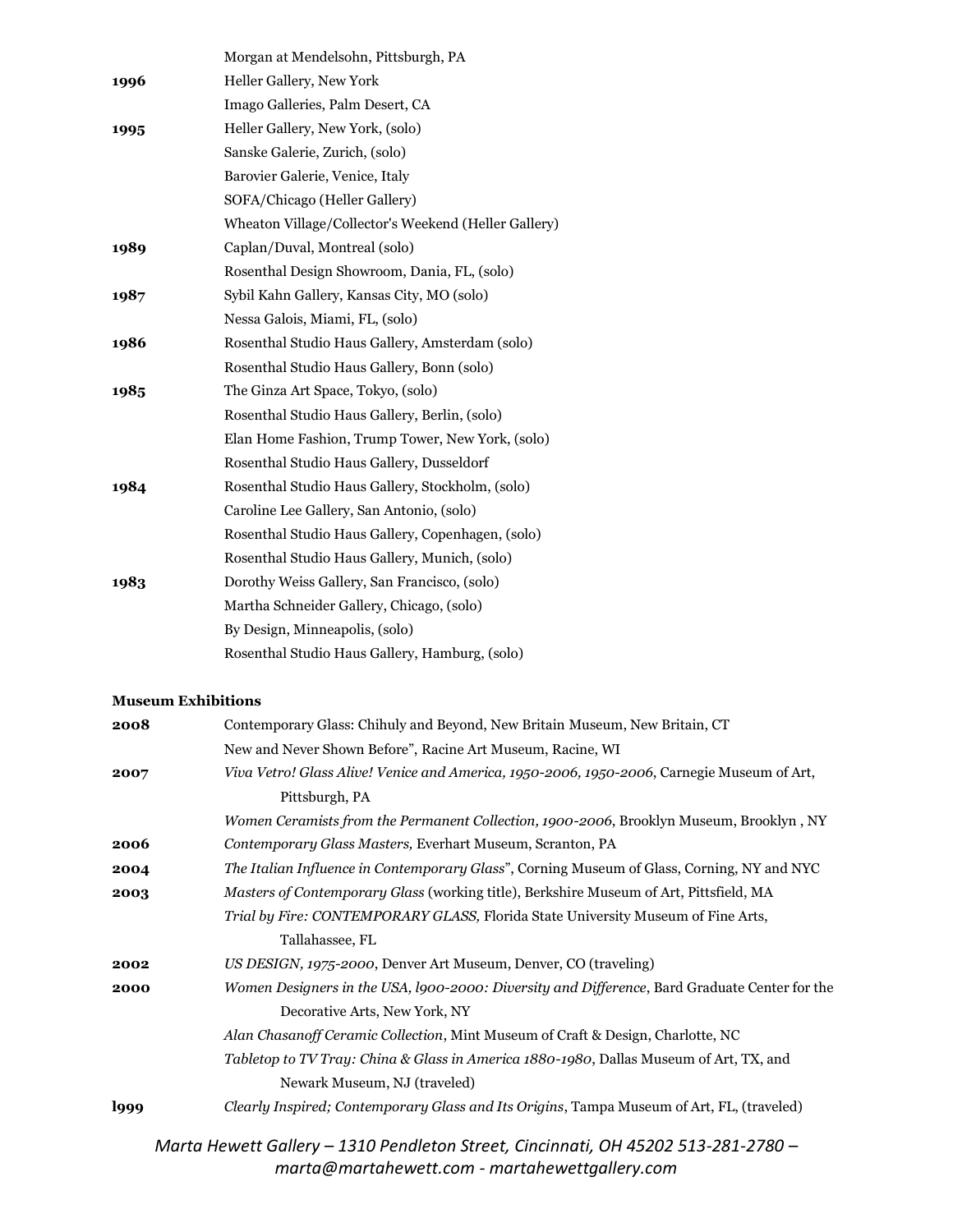| | |
|---|---|
| | Morgan at Mendelsohn, Pittsburgh, PA |
| **1996** | Heller Gallery, New York |
| | Imago Galleries, Palm Desert, CA |
| **1995** | Heller Gallery, New York, (solo) |
| | Sanske Galerie, Zurich, (solo) |
| | Barovier Galerie, Venice, Italy |
| | SOFA/Chicago (Heller Gallery) |
| | Wheaton Village/Collector's Weekend (Heller Gallery) |
| **1989** | Caplan/Duval, Montreal (solo) |
| | Rosenthal Design Showroom, Dania, FL, (solo) |
| **1987** | Sybil Kahn Gallery, Kansas City, MO (solo) |
| | Nessa Galois, Miami, FL, (solo) |
| **1986** | Rosenthal Studio Haus Gallery, Amsterdam (solo) |
| | Rosenthal Studio Haus Gallery, Bonn (solo) |
| **1985** | The Ginza Art Space, Tokyo, (solo) |
| | Rosenthal Studio Haus Gallery, Berlin, (solo) |
| | Elan Home Fashion, Trump Tower, New York, (solo) |
| | Rosenthal Studio Haus Gallery, Dusseldorf |
| **1984** | Rosenthal Studio Haus Gallery, Stockholm, (solo) |
| | Caroline Lee Gallery, San Antonio, (solo) |
| | Rosenthal Studio Haus Gallery, Copenhagen, (solo) |
| | Rosenthal Studio Haus Gallery, Munich, (solo) |
| **1983** | Dorothy Weiss Gallery, San Francisco, (solo) |
| | Martha Schneider Gallery, Chicago, (solo) |
| | By Design, Minneapolis, (solo) |
| | Rosenthal Studio Haus Gallery, Hamburg, (solo) |

**Museum Exhibitions**

| | |
|---|---|
| **2008** | Contemporary Glass: Chihuly and Beyond, New Britain Museum, New Britain, CT |
| | New and Never Shown Before", Racine Art Museum, Racine, WI |
| **2007** | *Viva Vetro! Glass Alive! Venice and America, 1950-2006, 1950-2006*, Carnegie Museum of Art, Pittsburgh, PA |
| | *Women Ceramists from the Permanent Collection, 1900-2006*, Brooklyn Museum, Brooklyn , NY |
| **2006** | *Contemporary Glass Masters,* Everhart Museum, Scranton, PA |
| **2004** | *The Italian Influence in Contemporary Glass*", Corning Museum of Glass, Corning, NY and NYC |
| **2003** | *Masters of Contemporary Glass* (working title), Berkshire Museum of Art, Pittsfield, MA |
| | *Trial by Fire: CONTEMPORARY GLASS,* Florida State University Museum of Fine Arts, Tallahassee, FL |
| **2002** | *US DESIGN, 1975-2000*, Denver Art Museum, Denver, CO (traveling) |
| **2000** | *Women Designers in the USA, l900-2000: Diversity and Difference*, Bard Graduate Center for the Decorative Arts, New York, NY |
| | *Alan Chasanoff Ceramic Collection*, Mint Museum of Craft & Design, Charlotte, NC |
| | *Tabletop to TV Tray: China & Glass in America 1880-1980*, Dallas Museum of Art, TX, and Newark Museum, NJ (traveled) |
| **l999** | *Clearly Inspired; Contemporary Glass and Its Origins*, Tampa Museum of Art, FL, (traveled) |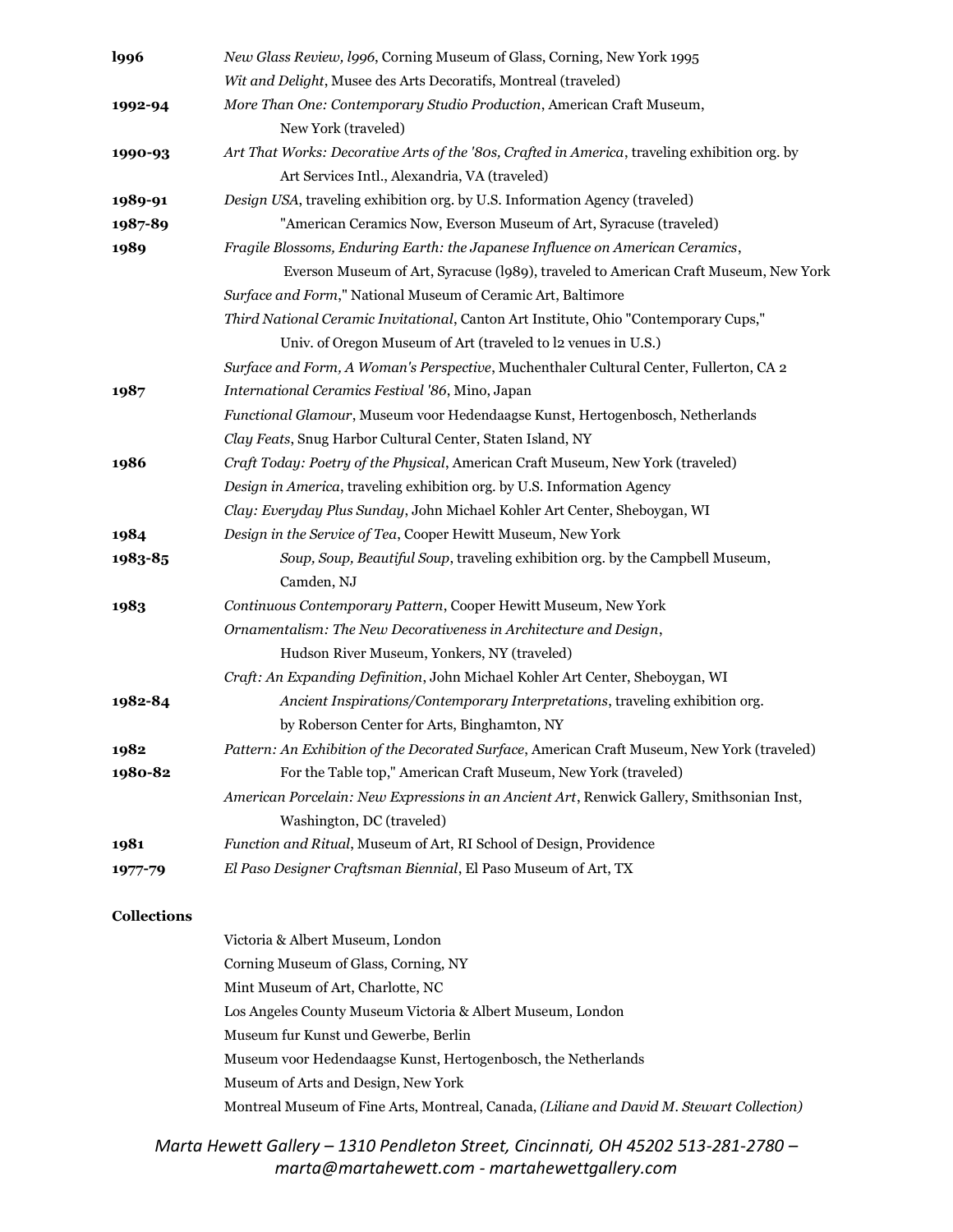| | |
|---|---|
| **l996** | *New Glass Review, l996*, Corning Museum of Glass, Corning, New York 1995 |
| | *Wit and Delight*, Musee des Arts Decoratifs, Montreal (traveled) |
| **1992-94** | *More Than One: Contemporary Studio Production*, American Craft Museum, New York (traveled) |
| **1990-93** | *Art That Works: Decorative Arts of the '80s, Crafted in America*, traveling exhibition org. by Art Services Intl., Alexandria, VA (traveled) |
| **1989-91** | *Design USA*, traveling exhibition org. by U.S. Information Agency (traveled) |
| **1987-89** | "American Ceramics Now, Everson Museum of Art, Syracuse (traveled) |
| **1989** | *Fragile Blossoms, Enduring Earth: the Japanese Influence on American Ceramics*, Everson Museum of Art, Syracuse (l989), traveled to American Craft Museum, New York |
| | *Surface and Form*," National Museum of Ceramic Art, Baltimore |
| | *Third National Ceramic Invitational*, Canton Art Institute, Ohio "Contemporary Cups," Univ. of Oregon Museum of Art (traveled to l2 venues in U.S.) |
| | *Surface and Form, A Woman's Perspective*, Muchenthaler Cultural Center, Fullerton, CA 2 |
| **1987** | *International Ceramics Festival '86*, Mino, Japan |
| | *Functional Glamour*, Museum voor Hedendaagse Kunst, Hertogenbosch, Netherlands |
| | *Clay Feats*, Snug Harbor Cultural Center, Staten Island, NY |
| **1986** | *Craft Today: Poetry of the Physical*, American Craft Museum, New York (traveled) |
| | *Design in America*, traveling exhibition org. by U.S. Information Agency |
| | *Clay: Everyday Plus Sunday*, John Michael Kohler Art Center, Sheboygan, WI |
| **1984** | *Design in the Service of Tea*, Cooper Hewitt Museum, New York |
| **1983-85** | *Soup, Soup, Beautiful Soup*, traveling exhibition org. by the Campbell Museum, Camden, NJ |
| **1983** | *Continuous Contemporary Pattern*, Cooper Hewitt Museum, New York |
| | *Ornamentalism: The New Decorativeness in Architecture and Design*, Hudson River Museum, Yonkers, NY (traveled) |
| | *Craft: An Expanding Definition*, John Michael Kohler Art Center, Sheboygan, WI |
| **1982-84** | *Ancient Inspirations/Contemporary Interpretations*, traveling exhibition org. by Roberson Center for Arts, Binghamton, NY |
| **1982** | *Pattern: An Exhibition of the Decorated Surface*, American Craft Museum, New York (traveled) |
| **1980-82** | For the Table top," American Craft Museum, New York (traveled) |
| | *American Porcelain: New Expressions in an Ancient Art*, Renwick Gallery, Smithsonian Inst, Washington, DC (traveled) |
| **1981** | *Function and Ritual*, Museum of Art, RI School of Design, Providence |
| **1977-79** | *El Paso Designer Craftsman Biennial*, El Paso Museum of Art, TX |

**Collections**

Victoria & Albert Museum, London
Corning Museum of Glass, Corning, NY
Mint Museum of Art, Charlotte, NC
Los Angeles County Museum Victoria & Albert Museum, London
Museum fur Kunst und Gewerbe, Berlin
Museum voor Hedendaagse Kunst, Hertogenbosch, the Netherlands
Museum of Arts and Design, New York
Montreal Museum of Fine Arts, Montreal, Canada, *(Liliane and David M. Stewart Collection)*

*Marta Hewett Gallery – 1310 Pendleton Street, Cincinnati, OH 45202 513-281-2780 – marta@martahewett.com - martahewettgallery.com*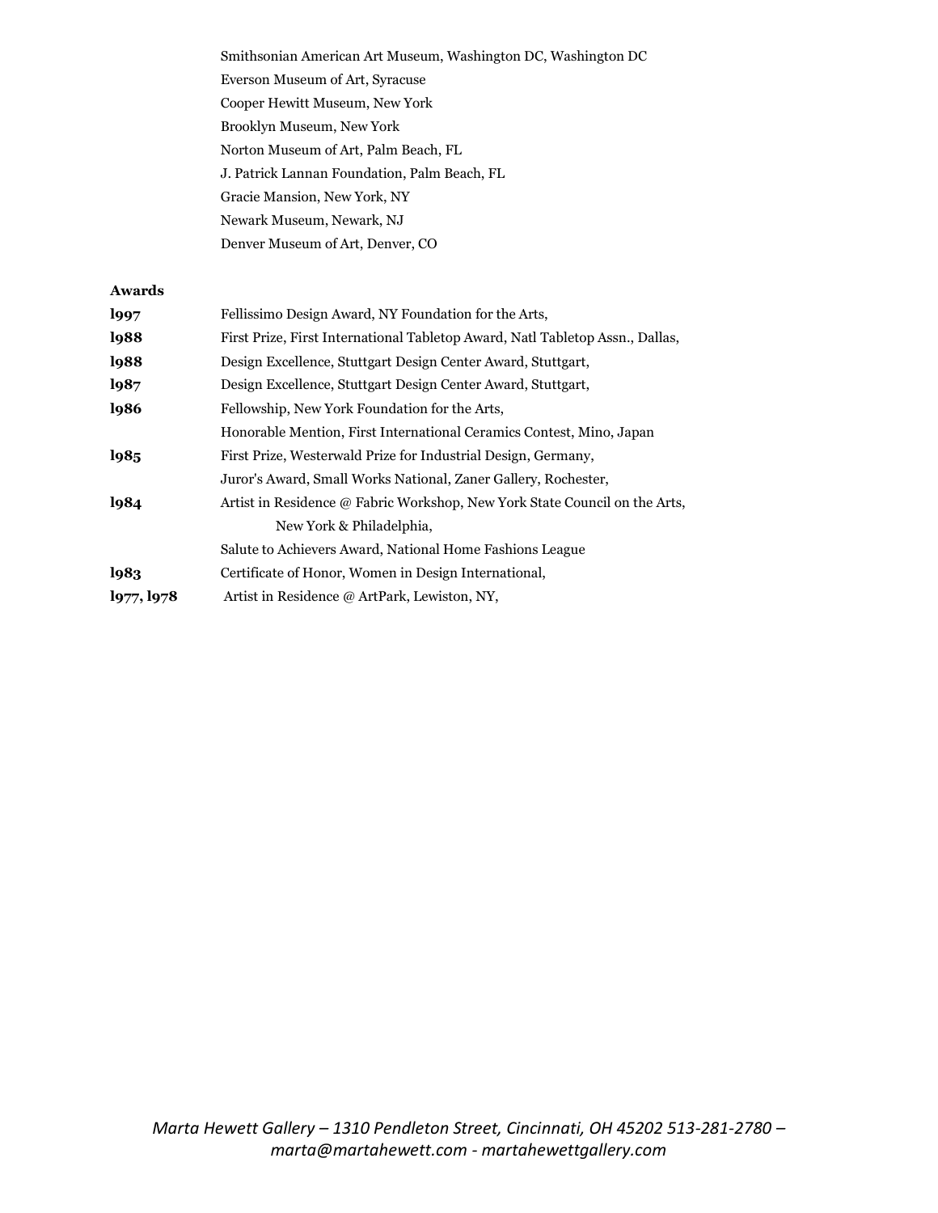Smithsonian American Art Museum, Washington DC, Washington DC
Everson Museum of Art, Syracuse
Cooper Hewitt Museum, New York
Brooklyn Museum, New York
Norton Museum of Art, Palm Beach, FL
J. Patrick Lannan Foundation, Palm Beach, FL
Gracie Mansion, New York, NY
Newark Museum, Newark, NJ
Denver Museum of Art, Denver, CO

**Awards**

| | |
|---|---|
| **l997** | Fellissimo Design Award, NY Foundation for the Arts, |
| **l988** | First Prize, First International Tabletop Award, Natl Tabletop Assn., Dallas, |
| **l988** | Design Excellence, Stuttgart Design Center Award, Stuttgart, |
| **l987** | Design Excellence, Stuttgart Design Center Award, Stuttgart, |
| **l986** | Fellowship, New York Foundation for the Arts, |
| | Honorable Mention, First International Ceramics Contest, Mino, Japan |
| **l985** | First Prize, Westerwald Prize for Industrial Design, Germany, |
| | Juror's Award, Small Works National, Zaner Gallery, Rochester, |
| **l984** | Artist in Residence @ Fabric Workshop, New York State Council on the Arts, New York & Philadelphia, |
| | Salute to Achievers Award, National Home Fashions League |
| **l983** | Certificate of Honor, Women in Design International, |
| **l977, l978** | Artist in Residence @ ArtPark, Lewiston, NY, |